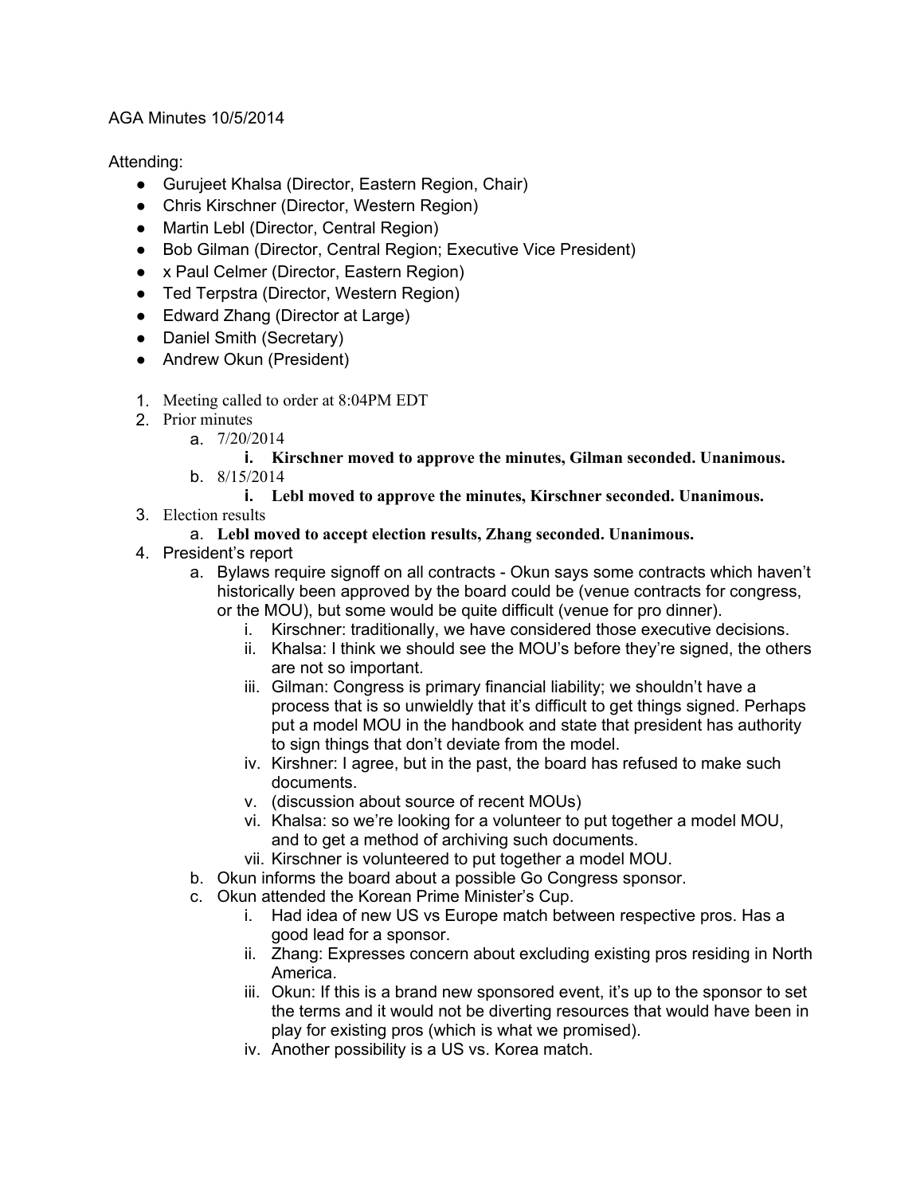AGA Minutes 10/5/2014

Attending:

- Gurujeet Khalsa (Director, Eastern Region, Chair)
- Chris Kirschner (Director, Western Region)
- Martin Lebl (Director, Central Region)
- Bob Gilman (Director, Central Region; Executive Vice President)
- x Paul Celmer (Director, Eastern Region)
- Ted Terpstra (Director, Western Region)
- Edward Zhang (Director at Large)
- Daniel Smith (Secretary)
- Andrew Okun (President)

1. Meeting called to order at 8:04PM EDT
2. Prior minutes
    a. 7/20/2014
        i. **Kirschner moved to approve the minutes, Gilman seconded. Unanimous.**
    b. 8/15/2014
        i. **Lebl moved to approve the minutes, Kirschner seconded. Unanimous.**
3. Election results
    a. **Lebl moved to accept election results, Zhang seconded. Unanimous.**
4. President's report
    a. Bylaws require signoff on all contracts - Okun says some contracts which haven't historically been approved by the board could be (venue contracts for congress, or the MOU), but some would be quite difficult (venue for pro dinner).
        i. Kirschner: traditionally, we have considered those executive decisions.
        ii. Khalsa: I think we should see the MOU's before they're signed, the others are not so important.
        iii. Gilman: Congress is primary financial liability; we shouldn't have a process that is so unwieldly that it's difficult to get things signed. Perhaps put a model MOU in the handbook and state that president has authority to sign things that don't deviate from the model.
        iv. Kirshner: I agree, but in the past, the board has refused to make such documents.
        v. (discussion about source of recent MOUs)
        vi. Khalsa: so we're looking for a volunteer to put together a model MOU, and to get a method of archiving such documents.
        vii. Kirschner is volunteered to put together a model MOU.
    b. Okun informs the board about a possible Go Congress sponsor.
    c. Okun attended the Korean Prime Minister's Cup.
        i. Had idea of new US vs Europe match between respective pros. Has a good lead for a sponsor.
        ii. Zhang: Expresses concern about excluding existing pros residing in North America.
        iii. Okun: If this is a brand new sponsored event, it's up to the sponsor to set the terms and it would not be diverting resources that would have been in play for existing pros (which is what we promised).
        iv. Another possibility is a US vs. Korea match.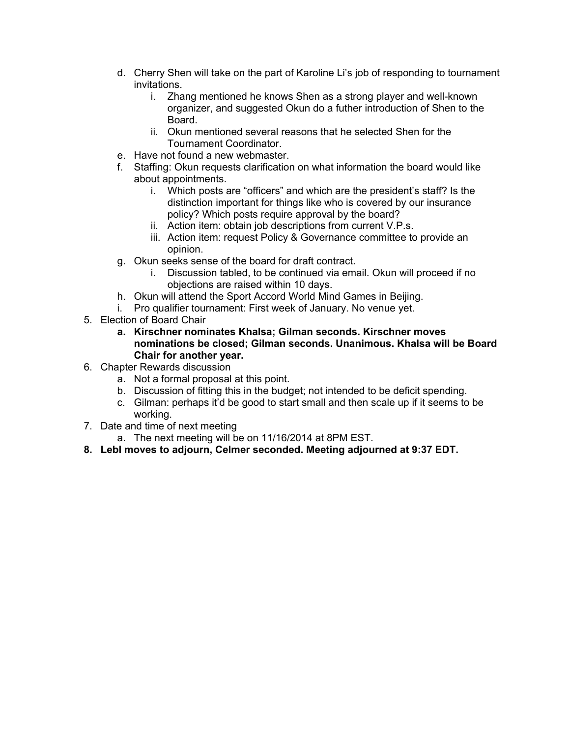d. Cherry Shen will take on the part of Karoline Li's job of responding to tournament invitations.
      i. Zhang mentioned he knows Shen as a strong player and well-known organizer, and suggested Okun do a futher introduction of Shen to the Board.
      ii. Okun mentioned several reasons that he selected Shen for the Tournament Coordinator.
   e. Have not found a new webmaster.
   f. Staffing: Okun requests clarification on what information the board would like about appointments.
      i. Which posts are "officers" and which are the president's staff? Is the distinction important for things like who is covered by our insurance policy? Which posts require approval by the board?
      ii. Action item: obtain job descriptions from current V.P.s.
      iii. Action item: request Policy & Governance committee to provide an opinion.
   g. Okun seeks sense of the board for draft contract.
      i. Discussion tabled, to be continued via email. Okun will proceed if no objections are raised within 10 days.
   h. Okun will attend the Sport Accord World Mind Games in Beijing.
   i. Pro qualifier tournament: First week of January. No venue yet.

5. Election of Board Chair
   a. **Kirschner nominates Khalsa; Gilman seconds. Kirschner moves nominations be closed; Gilman seconds. Unanimous. Khalsa will be Board Chair for another year.**
6. Chapter Rewards discussion
   a. Not a formal proposal at this point.
   b. Discussion of fitting this in the budget; not intended to be deficit spending.
   c. Gilman: perhaps it'd be good to start small and then scale up if it seems to be working.
7. Date and time of next meeting
   a. The next meeting will be on 11/16/2014 at 8PM EST.
8. **Lebl moves to adjourn, Celmer seconded. Meeting adjourned at 9:37 EDT.**